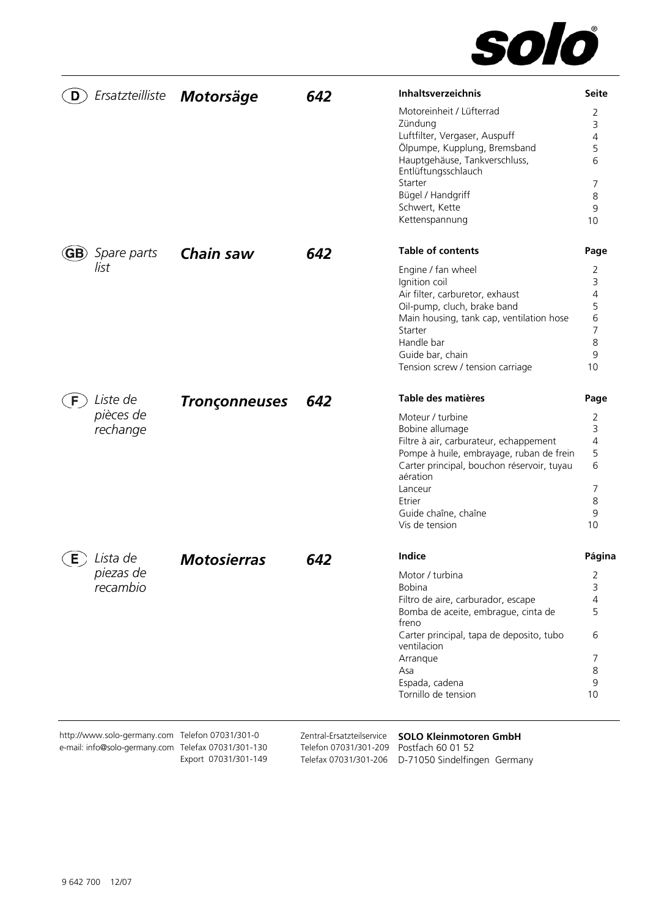**solo**®

## (D) *Ersatzteilliste* ***Motorsäge*** ***642***

| Inhaltsverzeichnis | Seite |
|---|---|
| Motoreinheit / Lüfterrad | 2 |
| Zündung | 3 |
| Luftfilter, Vergaser, Auspuff | 4 |
| Ölpumpe, Kupplung, Bremsband | 5 |
| Hauptgehäuse, Tankverschluss, Entlüftungsschlauch | 6 |
| Starter | 7 |
| Bügel / Handgriff | 8 |
| Schwert, Kette | 9 |
| Kettenspannung | 10 |

## (GB) *Spare parts list* ***Chain saw*** ***642***

| Table of contents | Page |
|---|---|
| Engine / fan wheel | 2 |
| Ignition coil | 3 |
| Air filter, carburetor, exhaust | 4 |
| Oil-pump, cluch, brake band | 5 |
| Main housing, tank cap, ventilation hose | 6 |
| Starter | 7 |
| Handle bar | 8 |
| Guide bar, chain | 9 |
| Tension screw / tension carriage | 10 |

## (F) *Liste de pièces de rechange* ***Tronçonneuses*** ***642***

| Table des matières | Page |
|---|---|
| Moteur / turbine | 2 |
| Bobine allumage | 3 |
| Filtre à air, carburateur, echappement | 4 |
| Pompe à huile, embrayage, ruban de frein | 5 |
| Carter principal, bouchon réservoir, tuyau aération | 6 |
| Lanceur | 7 |
| Etrier | 8 |
| Guide chaîne, chaîne | 9 |
| Vis de tension | 10 |

## (E) *Lista de piezas de recambio* ***Motosierras*** ***642***

| Indice | Página |
|---|---|
| Motor / turbina | 2 |
| Bobina | 3 |
| Filtro de aire, carburador, escape | 4 |
| Bomba de aceite, embrague, cinta de freno | 5 |
| Carter principal, tapa de deposito, tubo ventilacion | 6 |
| Arranque | 7 |
| Asa | 8 |
| Espada, cadena | 9 |
| Tornillo de tension | 10 |

http://www.solo-germany.com Telefon 07031/301-0
e-mail: info@solo-germany.com Telefax 07031/301-130
Export 07031/301-149

Zentral-Ersatzteilservice
Telefon 07031/301-209
Telefax 07031/301-206

**SOLO Kleinmotoren GmbH**
Postfach 60 01 52
D-71050 Sindelfingen Germany

9 642 700 12/07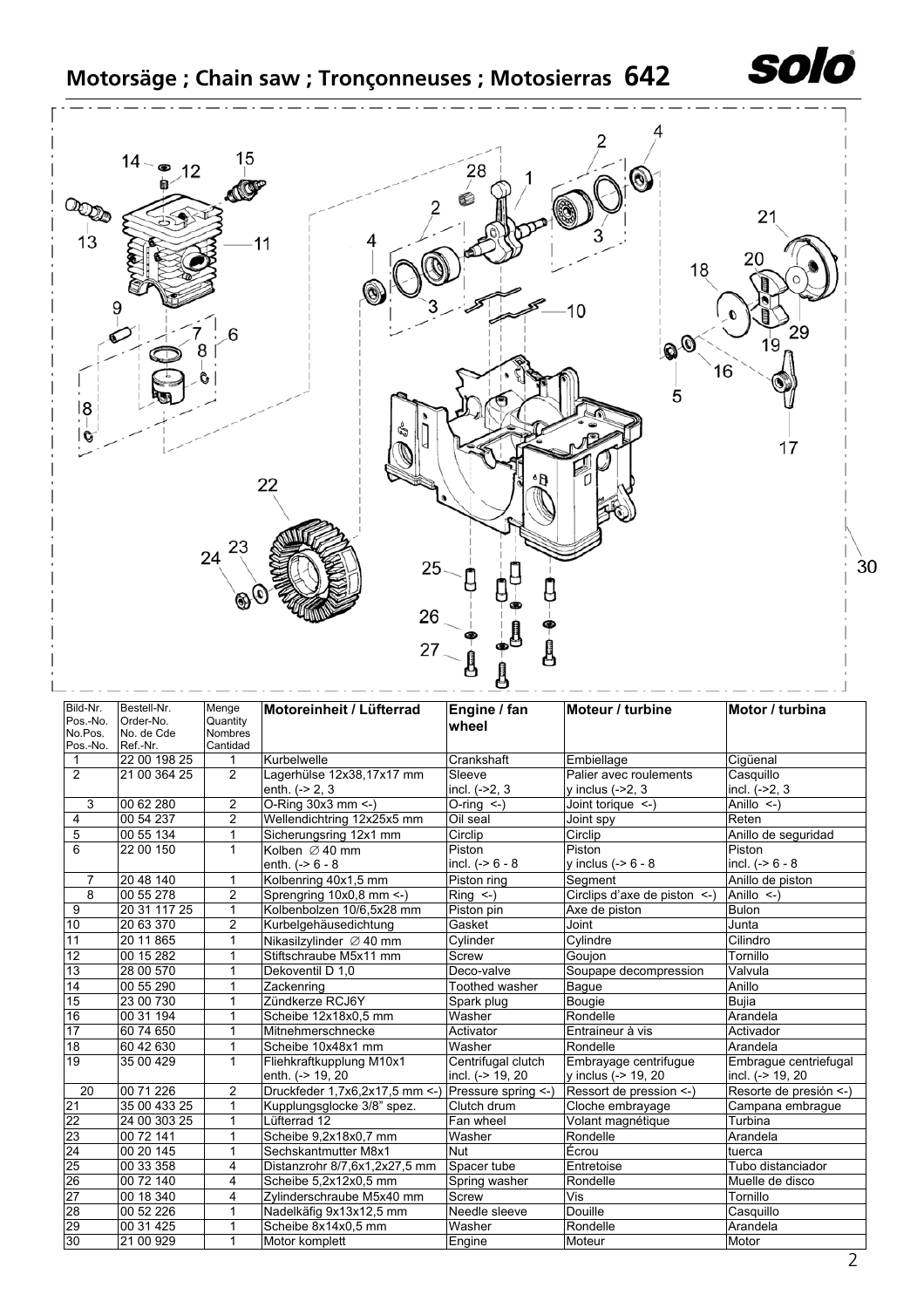# Motorsäge ; Chain saw ; Tronçonneuses ; Motosierras 642

| Bild-Nr. Pos.-No. No.Pos. Pos.-No. | Bestell-Nr. Order-No. No. de Cde Ref.-Nr. | Menge Quantity Nombres Cantidad | **Motoreinheit / Lüfterrad** | **Engine / fan wheel** | **Moteur / turbine** | **Motor / turbina** |
|---|---|---|---|---|---|---|
| 1 | 22 00 198 25 | 1 | Kurbelwelle | Crankshaft | Embiellage | Cigüenal |
| 2 | 21 00 364 25 | 2 | Lagerhülse 12x38,17x17 mm enth. (-> 2, 3 | Sleeve incl. (->2, 3 | Palier avec roulements y inclus (->2, 3 | Casquillo incl. (->2, 3 |
| 3 | 00 62 280 | 2 | O-Ring 30x3 mm <-) | O-ring <-) | Joint torique <-) | Anillo <-) |
| 4 | 00 54 237 | 2 | Wellendichtring 12x25x5 mm | Oil seal | Joint spy | Reten |
| 5 | 00 55 134 | 1 | Sicherungsring 12x1 mm | Circlip | Circlip | Anillo de seguridad |
| 6 | 22 00 150 | 1 | Kolben ∅ 40 mm enth. (-> 6 - 8 | Piston incl. (-> 6 - 8 | Piston y inclus (-> 6 - 8 | Piston incl. (-> 6 - 8 |
| 7 | 20 48 140 | 1 | Kolbenring 40x1,5 mm | Piston ring | Segment | Anillo de piston |
| 8 | 00 55 278 | 2 | Sprengring 10x0,8 mm <-) | Ring <-) | Circlips d'axe de piston <-) | Anillo <-) |
| 9 | 20 31 117 25 | 1 | Kolbenbolzen 10/6,5x28 mm | Piston pin | Axe de piston | Bulon |
| 10 | 20 63 370 | 2 | Kurbelgehäusedichtung | Gasket | Joint | Junta |
| 11 | 20 11 865 | 1 | Nikasilzylinder ∅ 40 mm | Cylinder | Cylindre | Cilindro |
| 12 | 00 15 282 | 1 | Stiftschraube M5x11 mm | Screw | Goujon | Tornillo |
| 13 | 28 00 570 | 1 | Dekoventil D 1,0 | Deco-valve | Soupape decompression | Valvula |
| 14 | 00 55 290 | 1 | Zackenring | Toothed washer | Bague | Anillo |
| 15 | 23 00 730 | 1 | Zündkerze RCJ6Y | Spark plug | Bougie | Bujia |
| 16 | 00 31 194 | 1 | Scheibe 12x18x0,5 mm | Washer | Rondelle | Arandela |
| 17 | 60 74 650 | 1 | Mitnehmerschnecke | Activator | Entraineur à vis | Activador |
| 18 | 60 42 630 | 1 | Scheibe 10x48x1 mm | Washer | Rondelle | Arandela |
| 19 | 35 00 429 | 1 | Fliehkraftkupplung M10x1 enth. (-> 19, 20 | Centrifugal clutch incl. (-> 19, 20 | Embrayage centrifuge y inclus (-> 19, 20 | Embrague centriefugal incl. (-> 19, 20 |
| 20 | 00 71 226 | 2 | Druckfeder 1,7x6,2x17,5 mm <-) | Pressure spring <-) | Ressort de pression <-) | Resorte de presión <-) |
| 21 | 35 00 433 25 | 1 | Kupplungsglocke 3/8" spez. | Clutch drum | Cloche embrayage | Campana embrague |
| 22 | 24 00 303 25 | 1 | Lüfterrad 12 | Fan wheel | Volant magnétique | Turbina |
| 23 | 00 72 141 | 1 | Scheibe 9,2x18x0,7 mm | Washer | Rondelle | Arandela |
| 24 | 00 20 145 | 1 | Sechskantmutter M8x1 | Nut | Écrou | tuerca |
| 25 | 00 33 358 | 4 | Distanzrohr 8/7,6x1,2x27,5 mm | Spacer tube | Entretoise | Tubo distanciador |
| 26 | 00 72 140 | 4 | Scheibe 5,2x12x0,5 mm | Spring washer | Rondelle | Muelle de disco |
| 27 | 00 18 340 | 4 | Zylinderschraube M5x40 mm | Screw | Vis | Tornillo |
| 28 | 00 52 226 | 1 | Nadelkäfig 9x13x12,5 mm | Needle sleeve | Douille | Casquillo |
| 29 | 00 31 425 | 1 | Scheibe 8x14x0,5 mm | Washer | Rondelle | Arandela |
| 30 | 21 00 929 | 1 | Motor komplett | Engine | Moteur | Motor |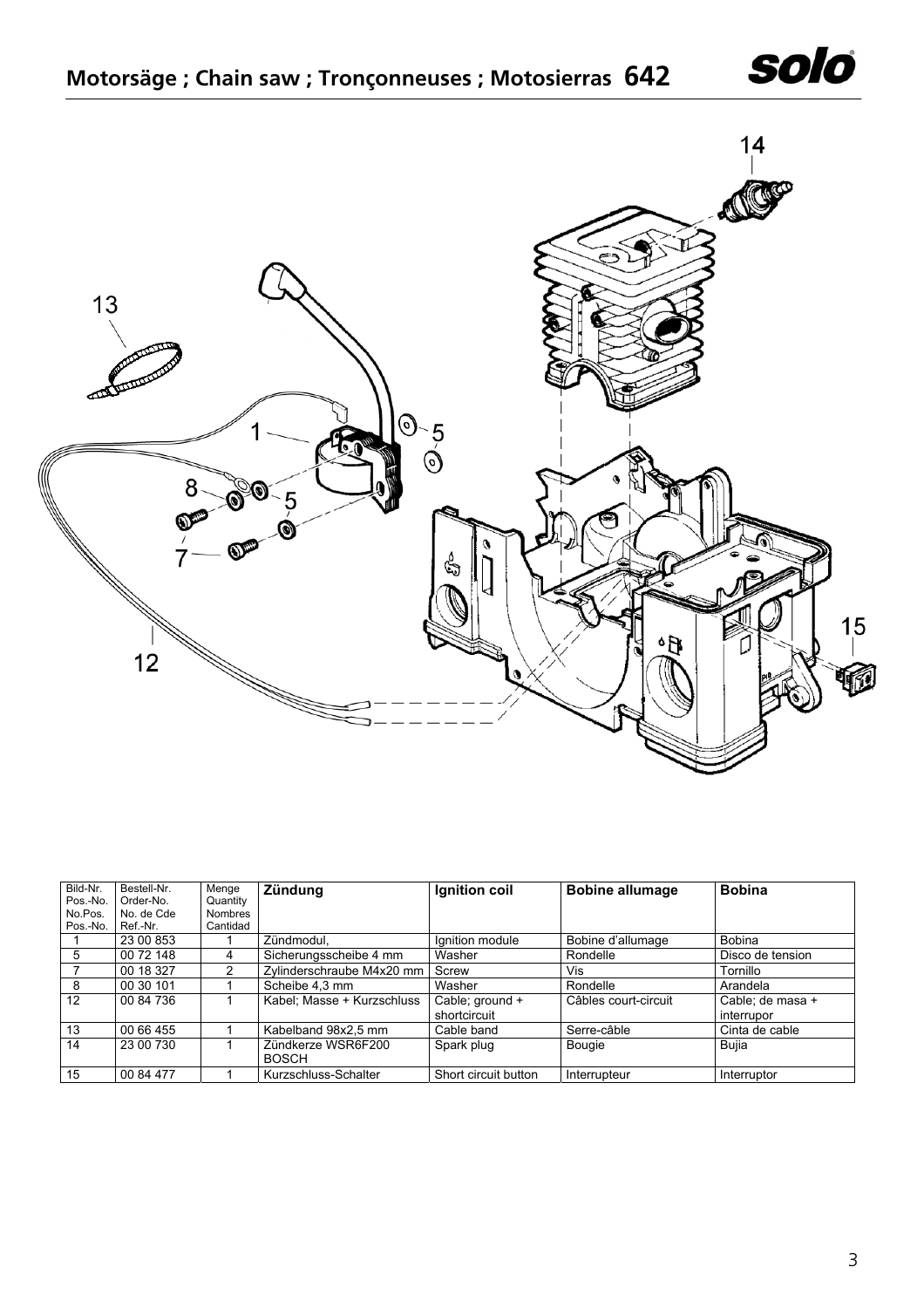# Motorsäge ; Chain saw ; Tronçonneuses ; Motosierras 642

| Bild-Nr. Pos.-No. No.Pos. Pos.-No. | Bestell-Nr. Order-No. No. de Cde Ref.-Nr. | Menge Quantity Nombres Cantidad | **Zündung** | **Ignition coil** | **Bobine allumage** | **Bobina** |
|---|---|---|---|---|---|---|
| 1 | 23 00 853 | 1 | Zündmodul, | Ignition module | Bobine d'allumage | Bobina |
| 5 | 00 72 148 | 4 | Sicherungsscheibe 4 mm | Washer | Rondelle | Disco de tension |
| 7 | 00 18 327 | 2 | Zylinderschraube M4x20 mm | Screw | Vis | Tornillo |
| 8 | 00 30 101 | 1 | Scheibe 4,3 mm | Washer | Rondelle | Arandela |
| 12 | 00 84 736 | 1 | Kabel; Masse + Kurzschluss | Cable; ground + shortcircuit | Câbles court-circuit | Cable; de masa + interrupor |
| 13 | 00 66 455 | 1 | Kabelband 98x2,5 mm | Cable band | Serre-câble | Cinta de cable |
| 14 | 23 00 730 | 1 | Zündkerze WSR6F200 BOSCH | Spark plug | Bougie | Bujia |
| 15 | 00 84 477 | 1 | Kurzschluss-Schalter | Short circuit button | Interrupteur | Interruptor |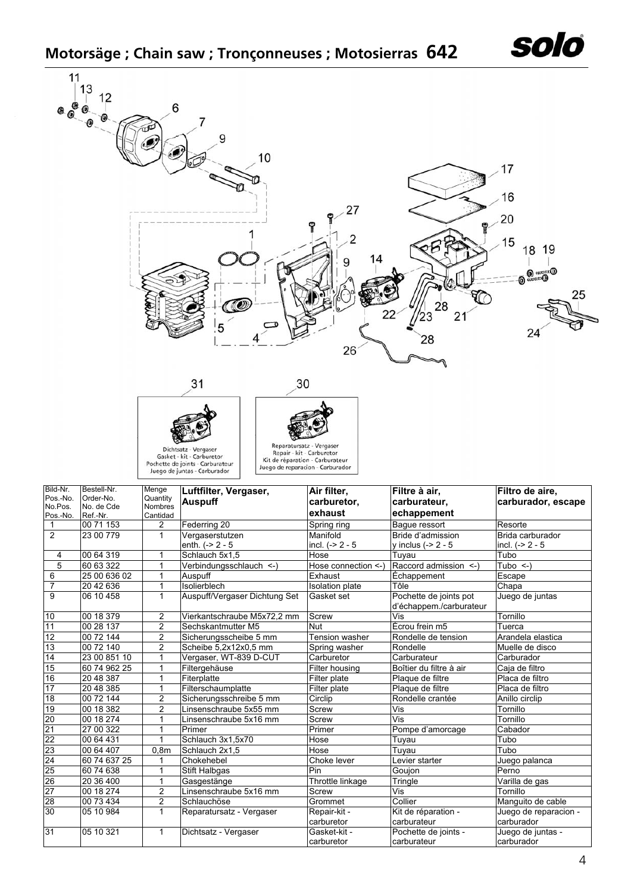# Motorsäge ; Chain saw ; Tronçonneuses ; Motosierras 642

Dichtsatz - Vergaser
Gasket - kit - Carburetor
Pochette de joints - Carburateur
Juego de juntas - Carburador

Reparatursatz - Vergaser
Repair - kit - Carburetor
Kit de réparation - Carburateur
Juego de reparacion - Carburador

| Bild-Nr. Pos.-No. No.Pos. Pos.-No. | Bestell-Nr. Order-No. No. de Cde Ref.-Nr. | Menge Quantity Nombres Cantidad | **Luftfilter, Vergaser, Auspuff** | **Air filter, carburetor, exhaust** | **Filtre à air, carburateur, echappement** | **Filtro de aire, carburador, escape** |
|---|---|---|---|---|---|---|
| 1 | 00 71 153 | 2 | Federring 20 | Spring ring | Bague ressort | Resorte |
| 2 | 23 00 779 | 1 | Vergaserstutzen enth. (-> 2 - 5 | Manifold incl. (-> 2 - 5 | Bride d'admission y inclus (-> 2 - 5 | Brida carburador incl. (-> 2 - 5 |
| 4 | 00 64 319 | 1 | Schlauch 5x1,5 | Hose | Tuyau | Tubo |
| 5 | 60 63 322 | 1 | Verbindungsschlauch <-) | Hose connection <-) | Raccord admission <-) | Tubo <-) |
| 6 | 25 00 636 02 | 1 | Auspuff | Exhaust | Échappement | Escape |
| 7 | 20 42 636 | 1 | Isolierblech | Isolation plate | Tôle | Chapa |
| 9 | 06 10 458 | 1 | Auspuff/Vergaser Dichtung Set | Gasket set | Pochette de joints pot d'échappem./carburateur | Juego de juntas |
| 10 | 00 18 379 | 2 | Vierkantschraube M5x72,2 mm | Screw | Vis | Tornillo |
| 11 | 00 28 137 | 2 | Sechskantmutter M5 | Nut | Écrou frein m5 | Tuerca |
| 12 | 00 72 144 | 2 | Sicherungsscheibe 5 mm | Tension washer | Rondelle de tension | Arandela elastica |
| 13 | 00 72 140 | 2 | Scheibe 5,2x12x0,5 mm | Spring washer | Rondelle | Muelle de disco |
| 14 | 23 00 851 10 | 1 | Vergaser, WT-839 D-CUT | Carburetor | Carburateur | Carburador |
| 15 | 60 74 962 25 | 1 | Filtergehäuse | Filter housing | Boîtier du filtre à air | Caja de filtro |
| 16 | 20 48 387 | 1 | Fiterplatte | Filter plate | Plaque de filtre | Placa de filtro |
| 17 | 20 48 385 | 1 | Filterschaumplatte | Filter plate | Plaque de filtre | Placa de filtro |
| 18 | 00 72 144 | 2 | Sicherungsschreibe 5 mm | Circlip | Rondelle crantée | Anillo circlip |
| 19 | 00 18 382 | 2 | Linsenschraube 5x55 mm | Screw | Vis | Tornillo |
| 20 | 00 18 274 | 1 | Linsenschraube 5x16 mm | Screw | Vis | Tornillo |
| 21 | 27 00 322 | 1 | Primer | Primer | Pompe d'amorcage | Cabador |
| 22 | 00 64 431 | 1 | Schlauch 3x1,5x70 | Hose | Tuyau | Tubo |
| 23 | 00 64 407 | 0,8m | Schlauch 2x1,5 | Hose | Tuyau | Tubo |
| 24 | 60 74 637 25 | 1 | Chokehebel | Choke lever | Levier starter | Juego palanca |
| 25 | 60 74 638 | 1 | Stift Halbgas | Pin | Goujon | Perno |
| 26 | 20 36 400 | 1 | Gasgestänge | Throttle linkage | Tringle | Varilla de gas |
| 27 | 00 18 274 | 2 | Linsenschraube 5x16 mm | Screw | Vis | Tornillo |
| 28 | 00 73 434 | 2 | Schlauchöse | Grommet | Collier | Manguito de cable |
| 30 | 05 10 984 | 1 | Reparatursatz - Vergaser | Repair-kit - carburetor | Kit de réparation - carburateur | Juego de reparacion - carburador |
| 31 | 05 10 321 | 1 | Dichtsatz - Vergaser | Gasket-kit - carburetor | Pochette de joints - carburateur | Juego de juntas - carburador |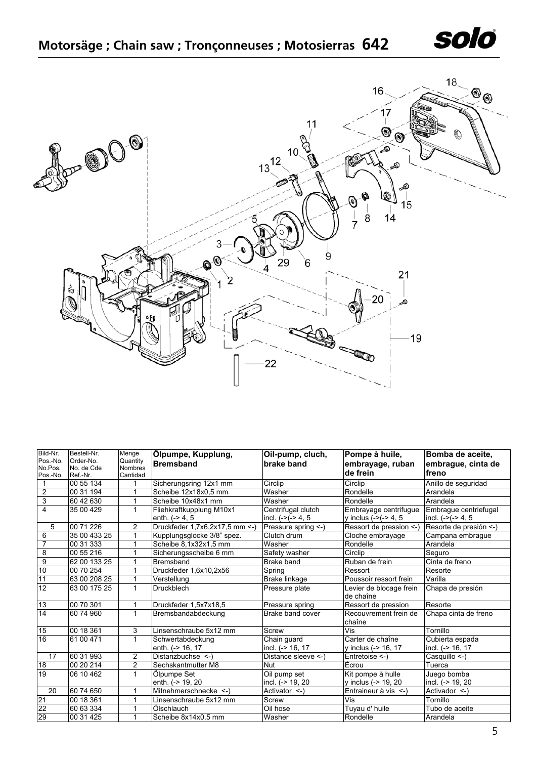# Motorsäge ; Chain saw ; Tronçonneuses ; Motosierras 642

| Bild-Nr. Pos.-No. No.Pos. Pos.-No. | Bestell-Nr. Order-No. No. de Cde Ref.-Nr. | Menge Quantity Nombres Cantidad | **Ölpumpe, Kupplung, Bremsband** | **Oil-pump, cluch, brake band** | **Pompe à huile, embrayage, ruban de frein** | **Bomba de aceite, embrague, cinta de freno** |
|---|---|---|---|---|---|---|
| 1 | 00 55 134 | 1 | Sicherungsring 12x1 mm | Circlip | Circlip | Anillo de seguridad |
| 2 | 00 31 194 | 1 | Scheibe 12x18x0,5 mm | Washer | Rondelle | Arandela |
| 3 | 60 42 630 | 1 | Scheibe 10x48x1 mm | Washer | Rondelle | Arandela |
| 4 | 35 00 429 | 1 | Fliehkraftkupplung M10x1 enth. (-> 4, 5 | Centrifugal clutch incl. (->(-> 4, 5 | Embrayage centrifugue y inclus (->(-> 4, 5 | Embrague centriefugal incl. (->(-> 4, 5 |
| 5 | 00 71 226 | 2 | Druckfeder 1,7x6,2x17,5 mm <-) | Pressure spring <-) | Ressort de pression <-) | Resorte de presión <-) |
| 6 | 35 00 433 25 | 1 | Kupplungsglocke 3/8" spez. | Clutch drum | Cloche embrayage | Campana embrague |
| 7 | 00 31 333 | 1 | Scheibe 8,1x32x1,5 mm | Washer | Rondelle | Arandela |
| 8 | 00 55 216 | 1 | Sicherungsscheibe 6 mm | Safety washer | Circlip | Seguro |
| 9 | 62 00 133 25 | 1 | Bremsband | Brake band | Ruban de frein | Cinta de freno |
| 10 | 00 70 254 | 1 | Druckfeder 1,6x10,2x56 | Spring | Ressort | Resorte |
| 11 | 63 00 208 25 | 1 | Verstellung | Brake linkage | Poussoir ressort frein | Varilla |
| 12 | 63 00 175 25 | 1 | Druckblech | Pressure plate | Levier de blocage frein de chaîne | Chapa de presión |
| 13 | 00 70 301 | 1 | Druckfeder 1,5x7x18,5 | Pressure spring | Ressort de pression | Resorte |
| 14 | 60 74 960 | 1 | Bremsbandabdeckung | Brake band cover | Recouvrement frein de chaîne | Chapa cinta de freno |
| 15 | 00 18 361 | 3 | Linsenschraube 5x12 mm | Screw | Vis | Tornillo |
| 16 | 61 00 471 | 1 | Schwertabdeckung enth. (-> 16, 17 | Chain guard incl. (-> 16, 17 | Carter de chaîne y inclus (-> 16, 17 | Cubierta espada incl. (-> 16, 17 |
| 17 | 60 31 993 | 2 | Distanzbuchse <-) | Distance sleeve <-) | Entretoise <-) | Casquillo <-) |
| 18 | 00 20 214 | 2 | Sechskantmutter M8 | Nut | Écrou | Tuerca |
| 19 | 06 10 462 | 1 | Ölpumpe Set enth. (-> 19, 20 | Oil pump set incl. (-> 19, 20 | Kit pompe à hulle y inclus (-> 19, 20 | Juego bomba incl. (-> 19, 20 |
| 20 | 60 74 650 | 1 | Mitnehmerschnecke <-) | Activator <-) | Entraineur à vis <-) | Activador <-) |
| 21 | 00 18 361 | 1 | Linsenschraube 5x12 mm | Screw | Vis | Tornillo |
| 22 | 60 63 334 | 1 | Ölschlauch | Oil hose | Tuyau d' huile | Tubo de aceite |
| 29 | 00 31 425 | 1 | Scheibe 8x14x0,5 mm | Washer | Rondelle | Arandela |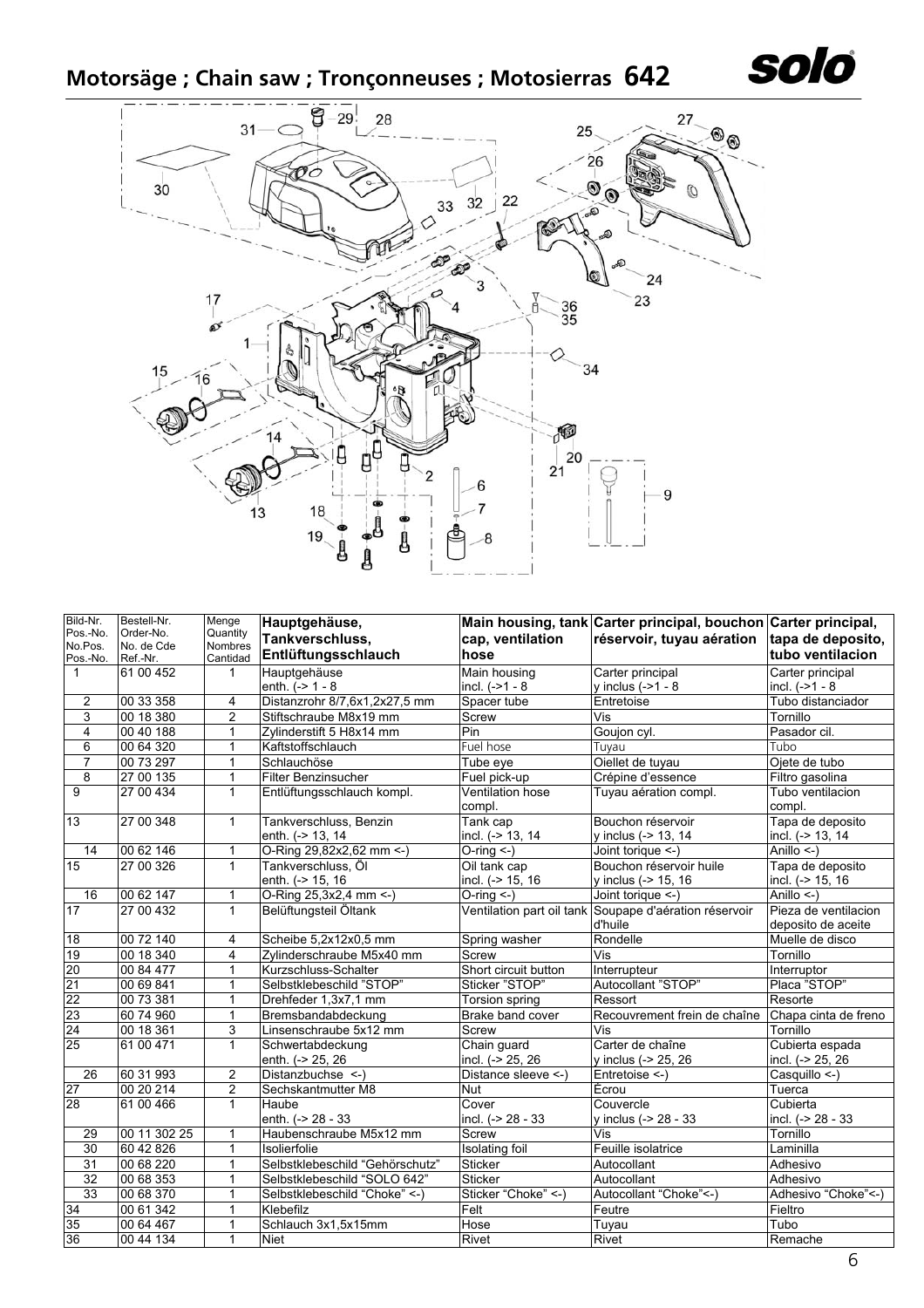# Motorsäge ; Chain saw ; Tronçonneuses ; Motosierras 642

| Bild-Nr. Pos.-No. No.Pos. Pos.-No. | Bestell-Nr. Order-No. No. de Cde Ref.-Nr. | Menge Quantity Nombres Cantidad | Hauptgehäuse, Tankverschluss, Entlüftungsschlauch | Main housing, tank cap, ventilation hose | Carter principal, bouchon réservoir, tuyau aération | Carter principal, tapa de deposito, tubo ventilacion |
|---|---|---|---|---|---|---|
| 1 | 61 00 452 | 1 | Hauptgehäuse enth. (-> 1 - 8 | Main housing incl. (->1 - 8 | Carter principal y inclus (->1 - 8 | Carter principal incl. (->1 - 8 |
| 2 | 00 33 358 | 4 | Distanzrohr 8/7,6x1,2x27,5 mm | Spacer tube | Entretoise | Tubo distanciador |
| 3 | 00 18 380 | 2 | Stiftschraube M8x19 mm | Screw | Vis | Tornillo |
| 4 | 00 40 188 | 1 | Zylinderstift 5 H8x14 mm | Pin | Goujon cyl. | Pasador cil. |
| 6 | 00 64 320 | 1 | Kaftstoffschlauch | Fuel hose | Tuyau | Tubo |
| 7 | 00 73 297 | 1 | Schlauchöse | Tube eye | Oiellet de tuyau | Ojete de tubo |
| 8 | 27 00 135 | 1 | Filter Benzinsucher | Fuel pick-up | Crépine d'essence | Filtro gasolina |
| 9 | 27 00 434 | 1 | Entlüftungsschlauch kompl. | Ventilation hose compl. | Tuyau aération compl. | Tubo ventilacion compl. |
| 13 | 27 00 348 | 1 | Tankverschluss, Benzin enth. (-> 13, 14 | Tank cap incl. (-> 13, 14 | Bouchon réservoir y inclus (-> 13, 14 | Tapa de deposito incl. (-> 13, 14 |
| 14 | 00 62 146 | 1 | O-Ring 29,82x2,62 mm <-) | O-ring <-) | Joint torique <-) | Anillo <-) |
| 15 | 27 00 326 | 1 | Tankverschluss, Öl enth. (-> 15, 16 | Oil tank cap incl. (-> 15, 16 | Bouchon réservoir huile y inclus (-> 15, 16 | Tapa de deposito incl. (-> 15, 16 |
| 16 | 00 62 147 | 1 | O-Ring 25,3x2,4 mm <-) | O-ring <-) | Joint torique <-) | Anillo <-) |
| 17 | 27 00 432 | 1 | Belüftungsteil Öltank | Ventilation part oil tank | Soupape d'aération réservoir d'huile | Pieza de ventilacion deposito de aceite |
| 18 | 00 72 140 | 4 | Scheibe 5,2x12x0,5 mm | Spring washer | Rondelle | Muelle de disco |
| 19 | 00 18 340 | 4 | Zylinderschraube M5x40 mm | Screw | Vis | Tornillo |
| 20 | 00 84 477 | 1 | Kurzschluss-Schalter | Short circuit button | Interrupteur | Interruptor |
| 21 | 00 69 841 | 1 | Selbstklebeschild "STOP" | Sticker "STOP" | Autocollant "STOP" | Placa "STOP" |
| 22 | 00 73 381 | 1 | Drehfeder 1,3x7,1 mm | Torsion spring | Ressort | Resorte |
| 23 | 60 74 960 | 1 | Bremsbandabdeckung | Brake band cover | Recouvrement frein de chaîne | Chapa cinta de freno |
| 24 | 00 18 361 | 3 | Linsenschraube 5x12 mm | Screw | Vis | Tornillo |
| 25 | 61 00 471 | 1 | Schwertabdeckung enth. (-> 25, 26 | Chain guard incl. (-> 25, 26 | Carter de chaîne y inclus (-> 25, 26 | Cubierta espada incl. (-> 25, 26 |
| 26 | 60 31 993 | 2 | Distanzbuchse <-) | Distance sleeve <-) | Entretoise <-) | Casquillo <-) |
| 27 | 00 20 214 | 2 | Sechskantmutter M8 | Nut | Écrou | Tuerca |
| 28 | 61 00 466 | 1 | Haube enth. (-> 28 - 33 | Cover incl. (-> 28 - 33 | Couvercle y inclus (-> 28 - 33 | Cubierta incl. (-> 28 - 33 |
| 29 | 00 11 302 25 | 1 | Haubenschraube M5x12 mm | Screw | Vis | Tornillo |
| 30 | 60 42 826 | 1 | Isolierfolie | Isolating foil | Feuille isolatrice | Laminilla |
| 31 | 00 68 220 | 1 | Selbstklebeschild "Gehörschutz" | Sticker | Autocollant | Adhesivo |
| 32 | 00 68 353 | 1 | Selbstklebeschild "SOLO 642" | Sticker | Autocollant | Adhesivo |
| 33 | 00 68 370 | 1 | Selbstklebeschild "Choke" <-) | Sticker "Choke" <-) | Autocollant "Choke"<-) | Adhesivo "Choke"<-) |
| 34 | 00 61 342 | 1 | Klebefilz | Felt | Feutre | Fieltro |
| 35 | 00 64 467 | 1 | Schlauch 3x1,5x15mm | Hose | Tuyau | Tubo |
| 36 | 00 44 134 | 1 | Niet | Rivet | Rivet | Remache |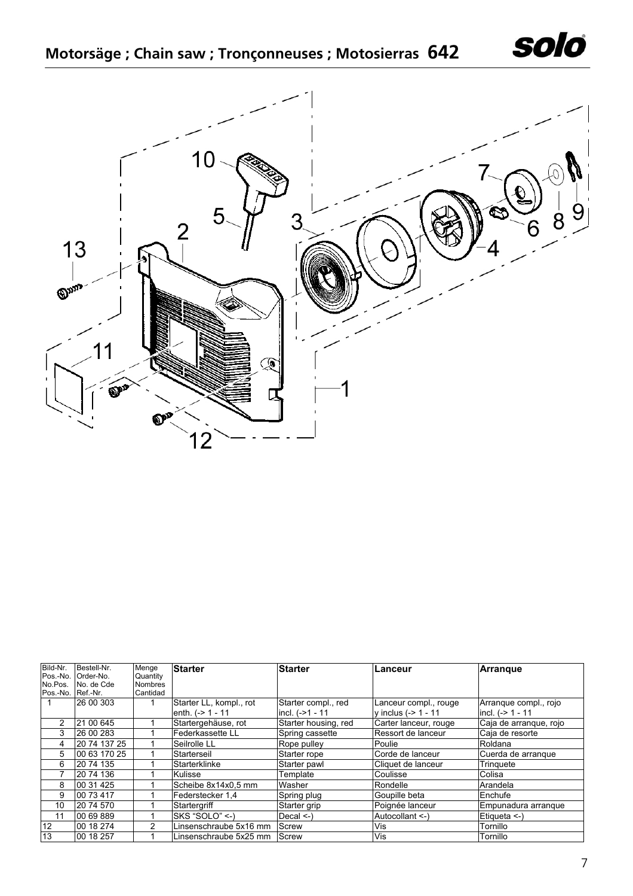# Motorsäge ; Chain saw ; Tronçonneuses ; Motosierras 642

| Bild-Nr. Pos.-No. No.Pos. Pos.-No. | Bestell-Nr. Order-No. No. de Cde Ref.-Nr. | Menge Quantity Nombres Cantidad | Starter | Starter | Lanceur | Arranque |
|---|---|---|---|---|---|---|
| 1 | 26 00 303 | 1 | Starter LL, kompl., rot enth. (-> 1 - 11 | Starter compl., red incl. (->1 - 11 | Lanceur compl., rouge y inclus (-> 1 - 11 | Arranque compl., rojo incl. (-> 1 - 11 |
| 2 | 21 00 645 | 1 | Startergehäuse, rot | Starter housing, red | Carter lanceur, rouge | Caja de arranque, rojo |
| 3 | 26 00 283 | 1 | Federkassette LL | Spring cassette | Ressort de lanceur | Caja de resorte |
| 4 | 20 74 137 25 | 1 | Seilrolle LL | Rope pulley | Poulie | Roldana |
| 5 | 00 63 170 25 | 1 | Starterseil | Starter rope | Corde de lanceur | Cuerda de arranque |
| 6 | 20 74 135 | 1 | Starterklinke | Starter pawl | Cliquet de lanceur | Trinquete |
| 7 | 20 74 136 | 1 | Kulisse | Template | Coulisse | Colisa |
| 8 | 00 31 425 | 1 | Scheibe 8x14x0,5 mm | Washer | Rondelle | Arandela |
| 9 | 00 73 417 | 1 | Federstecker 1,4 | Spring plug | Goupille beta | Enchufe |
| 10 | 20 74 570 | 1 | Startergriff | Starter grip | Poignée lanceur | Empunadura arranque |
| 11 | 00 69 889 | 1 | SKS "SOLO" <-) | Decal <-) | Autocollant <-) | Etiqueta <-) |
| 12 | 00 18 274 | 2 | Linsenschraube 5x16 mm | Screw | Vis | Tornillo |
| 13 | 00 18 257 | 1 | Linsenschraube 5x25 mm | Screw | Vis | Tornillo |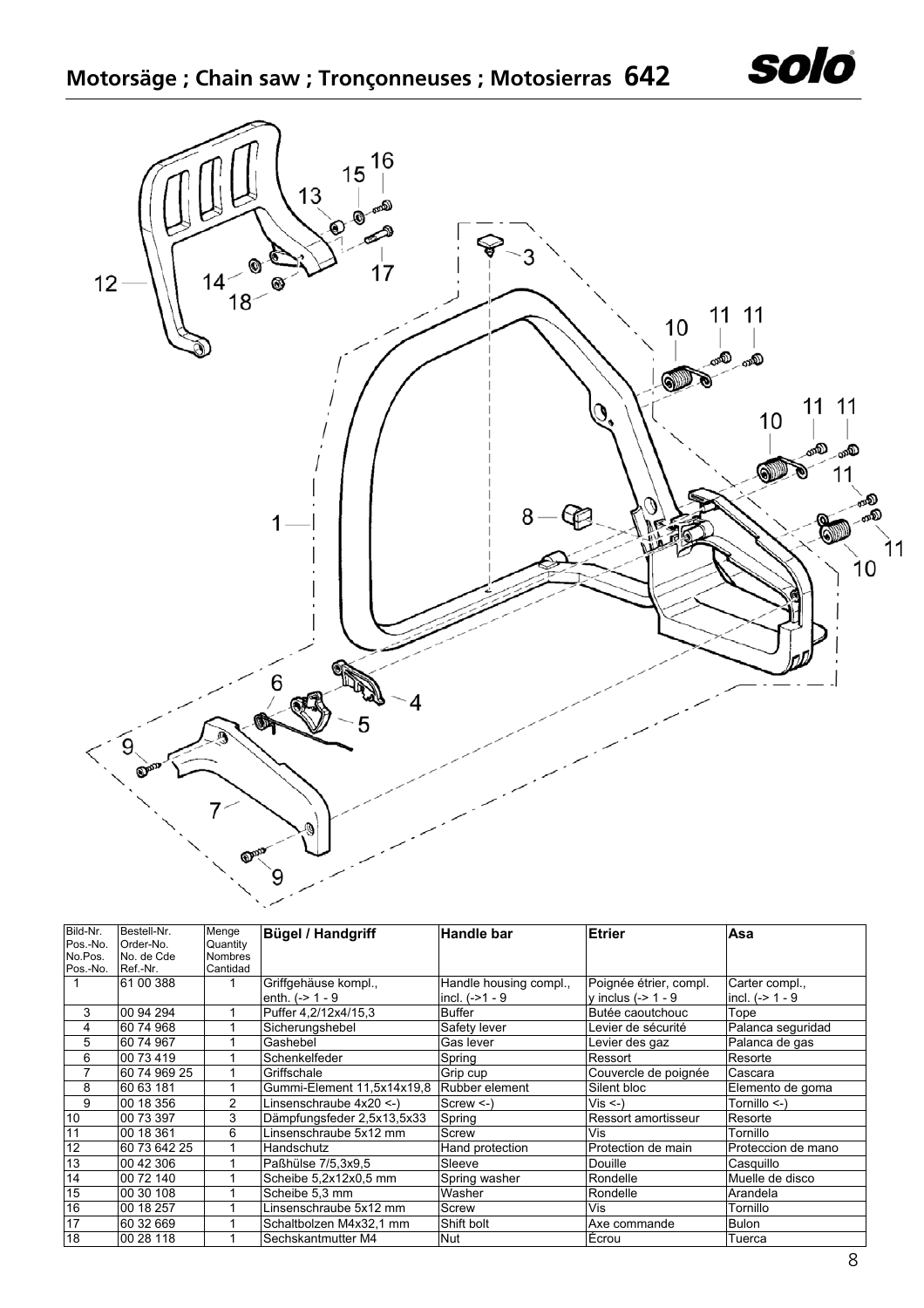# Motorsäge ; Chain saw ; Tronçonneuses ; Motosierras 642

| Bild-Nr. Pos.-No. No.Pos. Pos.-No. | Bestell-Nr. Order-No. No. de Cde Ref.-Nr. | Menge Quantity Nombres Cantidad | Bügel / Handgriff | Handle bar | Etrier | Asa |
|---|---|---|---|---|---|---|
| 1 | 61 00 388 | 1 | Griffgehäuse kompl., enth. (-> 1 - 9 | Handle housing compl., incl. (->1 - 9 | Poignée étrier, compl. y inclus (-> 1 - 9 | Carter compl., incl. (-> 1 - 9 |
| 3 | 00 94 294 | 1 | Puffer 4,2/12x4/15,3 | Buffer | Butée caoutchouc | Tope |
| 4 | 60 74 968 | 1 | Sicherungshebel | Safety lever | Levier de sécurité | Palanca seguridad |
| 5 | 60 74 967 | 1 | Gashebel | Gas lever | Levier des gaz | Palanca de gas |
| 6 | 00 73 419 | 1 | Schenkelfeder | Spring | Ressort | Resorte |
| 7 | 60 74 969 25 | 1 | Griffschale | Grip cup | Couvercle de poignée | Cascara |
| 8 | 60 63 181 | 1 | Gummi-Element 11,5x14x19,8 | Rubber element | Silent bloc | Elemento de goma |
| 9 | 00 18 356 | 2 | Linsenschraube 4x20 <-) | Screw <-) | Vis <-) | Tornillo <-) |
| 10 | 00 73 397 | 3 | Dämpfungsfeder 2,5x13,5x33 | Spring | Ressort amortisseur | Resorte |
| 11 | 00 18 361 | 6 | Linsenschraube 5x12 mm | Screw | Vis | Tornillo |
| 12 | 60 73 642 25 | 1 | Handschutz | Hand protection | Protection de main | Proteccion de mano |
| 13 | 00 42 306 | 1 | Paßhülse 7/5,3x9,5 | Sleeve | Douille | Casquillo |
| 14 | 00 72 140 | 1 | Scheibe 5,2x12x0,5 mm | Spring washer | Rondelle | Muelle de disco |
| 15 | 00 30 108 | 1 | Scheibe 5,3 mm | Washer | Rondelle | Arandela |
| 16 | 00 18 257 | 1 | Linsenschraube 5x12 mm | Screw | Vis | Tornillo |
| 17 | 60 32 669 | 1 | Schaltbolzen M4x32,1 mm | Shift bolt | Axe commande | Bulon |
| 18 | 00 28 118 | 1 | Sechskantmutter M4 | Nut | Écrou | Tuerca |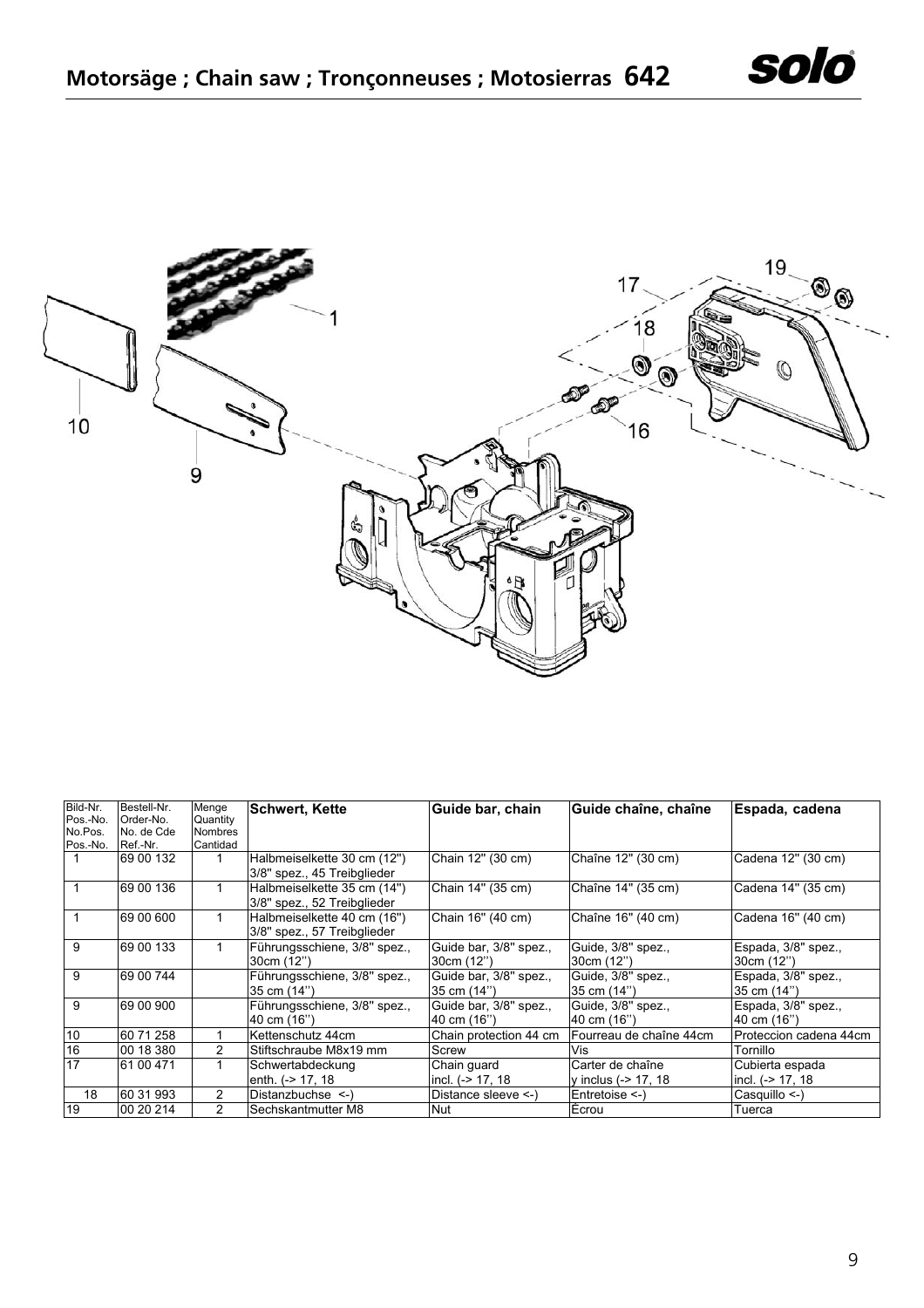# Motorsäge ; Chain saw ; Tronçonneuses ; Motosierras 642

| Bild-Nr. Pos.-No. No.Pos. Pos.-No. | Bestell-Nr. Order-No. No. de Cde Ref.-Nr. | Menge Quantity Nombres Cantidad | Schwert, Kette | Guide bar, chain | Guide chaîne, chaîne | Espada, cadena |
|---|---|---|---|---|---|---|
| 1 | 69 00 132 | 1 | Halbmeiselkette 30 cm (12") 3/8" spez., 45 Treibglieder | Chain 12" (30 cm) | Chaîne 12" (30 cm) | Cadena 12" (30 cm) |
| 1 | 69 00 136 | 1 | Halbmeiselkette 35 cm (14") 3/8" spez., 52 Treibglieder | Chain 14" (35 cm) | Chaîne 14" (35 cm) | Cadena 14" (35 cm) |
| 1 | 69 00 600 | 1 | Halbmeiselkette 40 cm (16") 3/8" spez., 57 Treibglieder | Chain 16" (40 cm) | Chaîne 16" (40 cm) | Cadena 16" (40 cm) |
| 9 | 69 00 133 | 1 | Führungsschiene, 3/8" spez., 30cm (12'') | Guide bar, 3/8" spez., 30cm (12'') | Guide, 3/8" spez., 30cm (12'') | Espada, 3/8" spez., 30cm (12'') |
| 9 | 69 00 744 | | Führungsschiene, 3/8" spez., 35 cm (14'') | Guide bar, 3/8" spez., 35 cm (14'') | Guide, 3/8" spez., 35 cm (14'') | Espada, 3/8" spez., 35 cm (14'') |
| 9 | 69 00 900 | | Führungsschiene, 3/8" spez., 40 cm (16'') | Guide bar, 3/8" spez., 40 cm (16'') | Guide, 3/8" spez., 40 cm (16'') | Espada, 3/8" spez., 40 cm (16'') |
| 10 | 60 71 258 | 1 | Kettenschutz 44cm | Chain protection 44 cm | Fourreau de chaîne 44cm | Proteccion cadena 44cm |
| 16 | 00 18 380 | 2 | Stiftschraube M8x19 mm | Screw | Vis | Tornillo |
| 17 | 61 00 471 | 1 | Schwertabdeckung enth. (-> 17, 18 | Chain guard incl. (-> 17, 18 | Carter de chaîne y inclus (-> 17, 18 | Cubierta espada incl. (-> 17, 18 |
| 18 | 60 31 993 | 2 | Distanzbuchse <-) | Distance sleeve <-) | Entretoise <-) | Casquillo <-) |
| 19 | 00 20 214 | 2 | Sechskantmutter M8 | Nut | Écrou | Tuerca |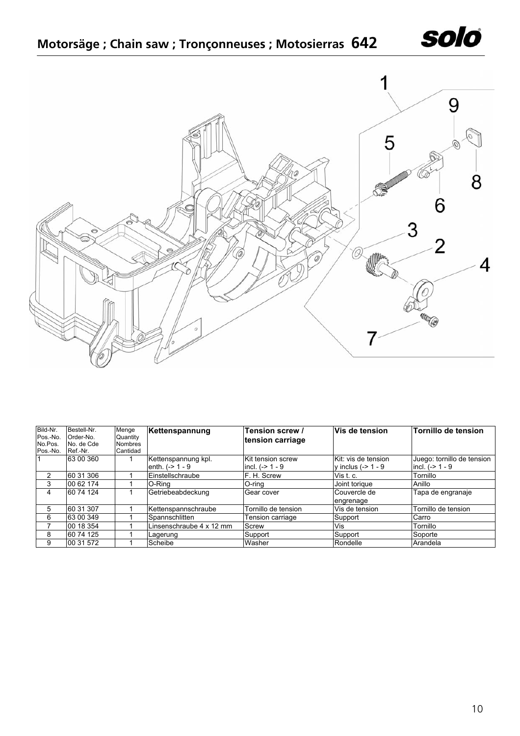# Motorsäge ; Chain saw ; Tronçonneuses ; Motosierras 642

1
9
5
8
6
3
2
4
7

| Bild-Nr. Pos.-No. No.Pos. Pos.-No. | Bestell-Nr. Order-No. No. de Cde Ref.-Nr. | Menge Quantity Nombres Cantidad | Kettenspannung | Tension screw / tension carriage | Vis de tension | Tornillo de tension |
|---|---|---|---|---|---|---|
| 1 | 63 00 360 | 1 | Kettenspannung kpl. enth. (-> 1 - 9 | Kit tension screw incl. (-> 1 - 9 | Kit: vis de tension y inclus (-> 1 - 9 | Juego: tornillo de tension incl. (-> 1 - 9 |
| 2 | 60 31 306 | 1 | Einstellschraube | F. H. Screw | Vis t. c. | Tornillo |
| 3 | 00 62 174 | 1 | O-Ring | O-ring | Joint torique | Anillo |
| 4 | 60 74 124 | 1 | Getriebeabdeckung | Gear cover | Couvercle de engrenage | Tapa de engranaje |
| 5 | 60 31 307 | 1 | Kettenspannschraube | Tornillo de tension | Vis de tension | Tornillo de tension |
| 6 | 63 00 349 | 1 | Spannschlitten | Tension carriage | Support | Carro |
| 7 | 00 18 354 | 1 | Linsenschraube 4 x 12 mm | Screw | Vis | Tornillo |
| 8 | 60 74 125 | 1 | Lagerung | Support | Support | Soporte |
| 9 | 00 31 572 | 1 | Scheibe | Washer | Rondelle | Arandela |